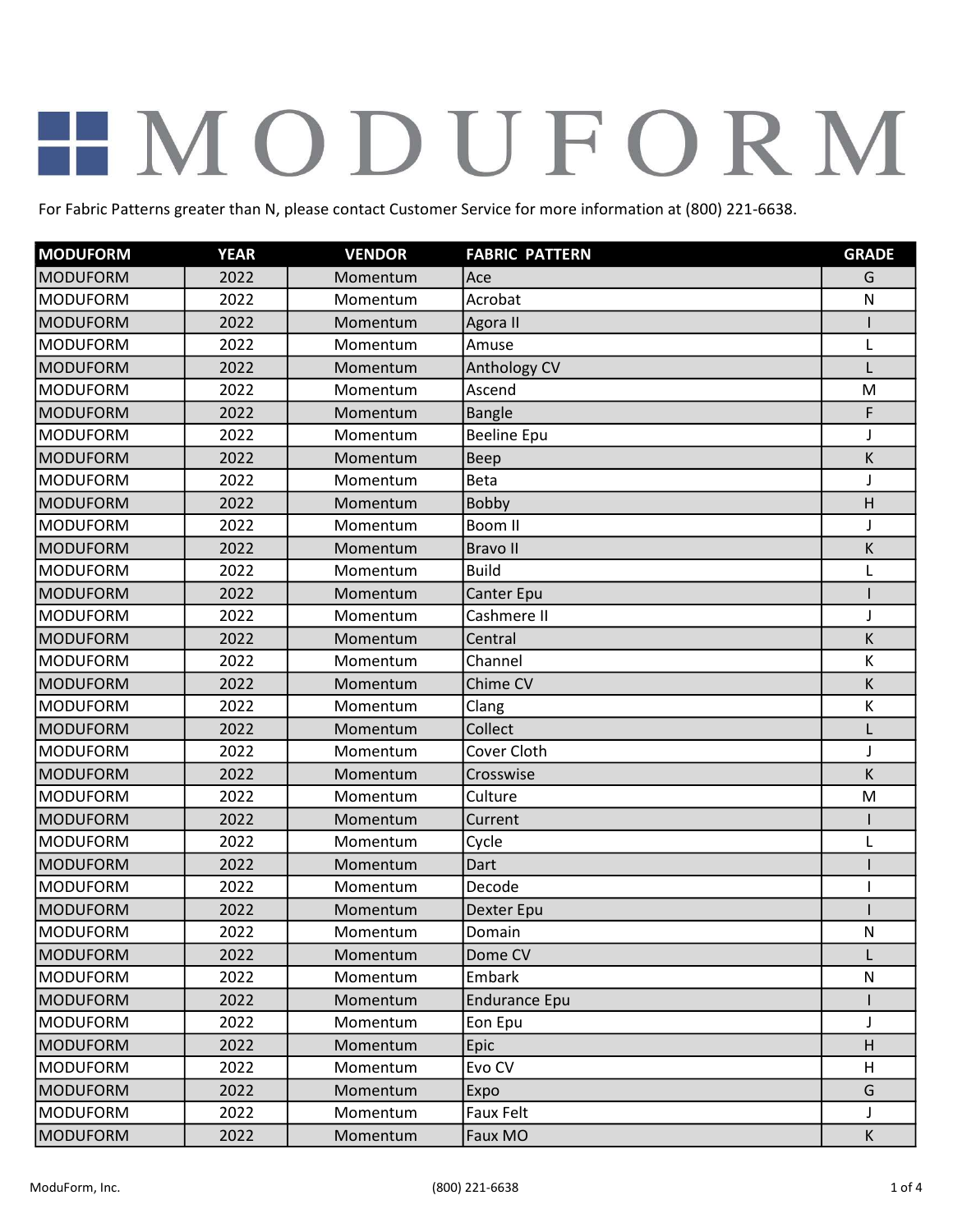# MODUFORM

For Fabric Patterns greater than N, please contact Customer Service for more information at (800) 221-6638.

| MODUFORM | YEAR | VENDOR | FABRIC PATTERN | GRADE |
|---|---|---|---|---|
| MODUFORM | 2022 | Momentum | Ace | G |
| MODUFORM | 2022 | Momentum | Acrobat | N |
| MODUFORM | 2022 | Momentum | Agora II | I |
| MODUFORM | 2022 | Momentum | Amuse | L |
| MODUFORM | 2022 | Momentum | Anthology CV | L |
| MODUFORM | 2022 | Momentum | Ascend | M |
| MODUFORM | 2022 | Momentum | Bangle | F |
| MODUFORM | 2022 | Momentum | Beeline Epu | J |
| MODUFORM | 2022 | Momentum | Beep | K |
| MODUFORM | 2022 | Momentum | Beta | J |
| MODUFORM | 2022 | Momentum | Bobby | H |
| MODUFORM | 2022 | Momentum | Boom II | J |
| MODUFORM | 2022 | Momentum | Bravo II | K |
| MODUFORM | 2022 | Momentum | Build | L |
| MODUFORM | 2022 | Momentum | Canter Epu | I |
| MODUFORM | 2022 | Momentum | Cashmere II | J |
| MODUFORM | 2022 | Momentum | Central | K |
| MODUFORM | 2022 | Momentum | Channel | K |
| MODUFORM | 2022 | Momentum | Chime CV | K |
| MODUFORM | 2022 | Momentum | Clang | K |
| MODUFORM | 2022 | Momentum | Collect | L |
| MODUFORM | 2022 | Momentum | Cover Cloth | J |
| MODUFORM | 2022 | Momentum | Crosswise | K |
| MODUFORM | 2022 | Momentum | Culture | M |
| MODUFORM | 2022 | Momentum | Current | I |
| MODUFORM | 2022 | Momentum | Cycle | L |
| MODUFORM | 2022 | Momentum | Dart | I |
| MODUFORM | 2022 | Momentum | Decode | I |
| MODUFORM | 2022 | Momentum | Dexter Epu | I |
| MODUFORM | 2022 | Momentum | Domain | N |
| MODUFORM | 2022 | Momentum | Dome CV | L |
| MODUFORM | 2022 | Momentum | Embark | N |
| MODUFORM | 2022 | Momentum | Endurance Epu | I |
| MODUFORM | 2022 | Momentum | Eon Epu | J |
| MODUFORM | 2022 | Momentum | Epic | H |
| MODUFORM | 2022 | Momentum | Evo CV | H |
| MODUFORM | 2022 | Momentum | Expo | G |
| MODUFORM | 2022 | Momentum | Faux Felt | J |
| MODUFORM | 2022 | Momentum | Faux MO | K |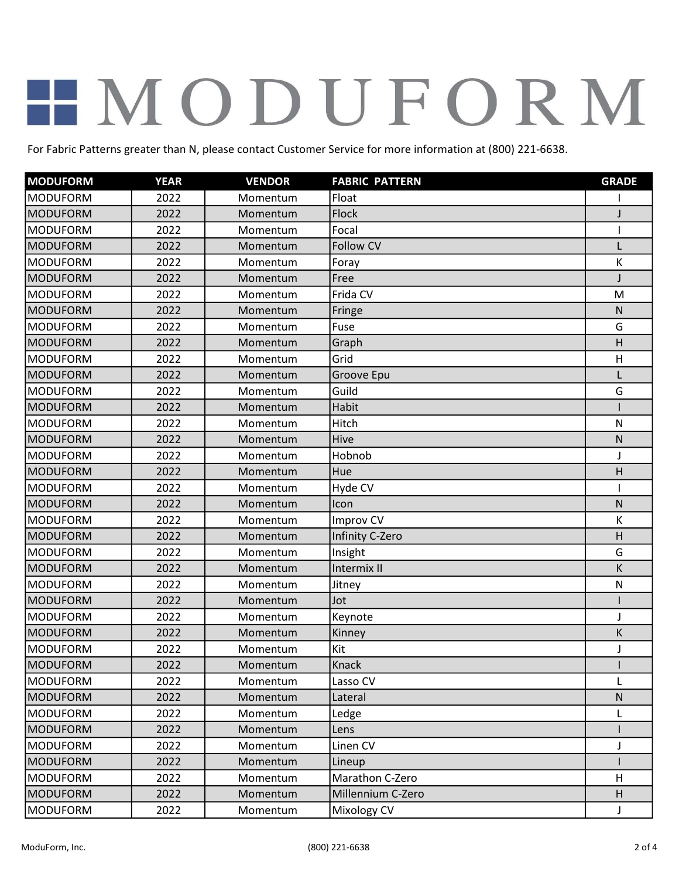# MODUFORM

For Fabric Patterns greater than N, please contact Customer Service for more information at (800) 221-6638.

| MODUFORM | YEAR | VENDOR | FABRIC PATTERN | GRADE |
|---|---|---|---|---|
| MODUFORM | 2022 | Momentum | Float | I |
| MODUFORM | 2022 | Momentum | Flock | J |
| MODUFORM | 2022 | Momentum | Focal | I |
| MODUFORM | 2022 | Momentum | Follow CV | L |
| MODUFORM | 2022 | Momentum | Foray | K |
| MODUFORM | 2022 | Momentum | Free | J |
| MODUFORM | 2022 | Momentum | Frida CV | M |
| MODUFORM | 2022 | Momentum | Fringe | N |
| MODUFORM | 2022 | Momentum | Fuse | G |
| MODUFORM | 2022 | Momentum | Graph | H |
| MODUFORM | 2022 | Momentum | Grid | H |
| MODUFORM | 2022 | Momentum | Groove Epu | L |
| MODUFORM | 2022 | Momentum | Guild | G |
| MODUFORM | 2022 | Momentum | Habit | I |
| MODUFORM | 2022 | Momentum | Hitch | N |
| MODUFORM | 2022 | Momentum | Hive | N |
| MODUFORM | 2022 | Momentum | Hobnob | J |
| MODUFORM | 2022 | Momentum | Hue | H |
| MODUFORM | 2022 | Momentum | Hyde CV | I |
| MODUFORM | 2022 | Momentum | Icon | N |
| MODUFORM | 2022 | Momentum | Improv CV | K |
| MODUFORM | 2022 | Momentum | Infinity C-Zero | H |
| MODUFORM | 2022 | Momentum | Insight | G |
| MODUFORM | 2022 | Momentum | Intermix II | K |
| MODUFORM | 2022 | Momentum | Jitney | N |
| MODUFORM | 2022 | Momentum | Jot | I |
| MODUFORM | 2022 | Momentum | Keynote | J |
| MODUFORM | 2022 | Momentum | Kinney | K |
| MODUFORM | 2022 | Momentum | Kit | J |
| MODUFORM | 2022 | Momentum | Knack | I |
| MODUFORM | 2022 | Momentum | Lasso CV | L |
| MODUFORM | 2022 | Momentum | Lateral | N |
| MODUFORM | 2022 | Momentum | Ledge | L |
| MODUFORM | 2022 | Momentum | Lens | I |
| MODUFORM | 2022 | Momentum | Linen CV | J |
| MODUFORM | 2022 | Momentum | Lineup | I |
| MODUFORM | 2022 | Momentum | Marathon C-Zero | H |
| MODUFORM | 2022 | Momentum | Millennium C-Zero | H |
| MODUFORM | 2022 | Momentum | Mixology CV | J |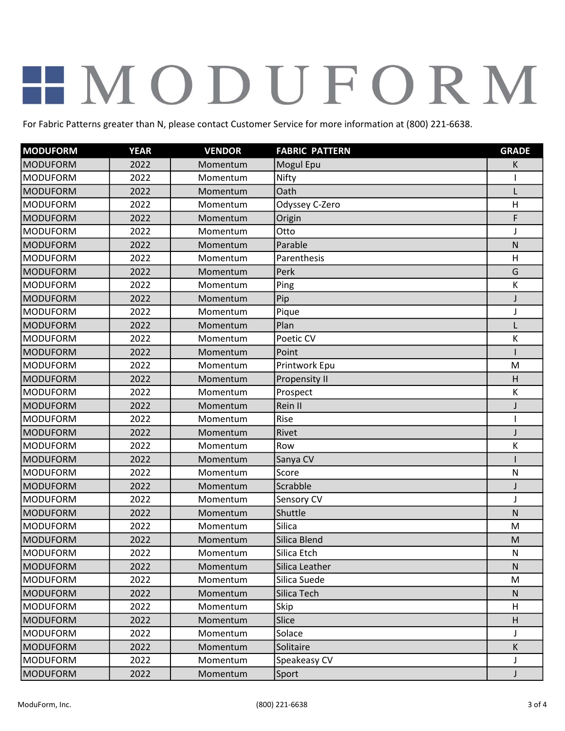# MODUFORM

For Fabric Patterns greater than N, please contact Customer Service for more information at (800) 221-6638.

| MODUFORM | YEAR | VENDOR | FABRIC PATTERN | GRADE |
|---|---|---|---|---|
| MODUFORM | 2022 | Momentum | Mogul Epu | K |
| MODUFORM | 2022 | Momentum | Nifty | I |
| MODUFORM | 2022 | Momentum | Oath | L |
| MODUFORM | 2022 | Momentum | Odyssey C-Zero | H |
| MODUFORM | 2022 | Momentum | Origin | F |
| MODUFORM | 2022 | Momentum | Otto | J |
| MODUFORM | 2022 | Momentum | Parable | N |
| MODUFORM | 2022 | Momentum | Parenthesis | H |
| MODUFORM | 2022 | Momentum | Perk | G |
| MODUFORM | 2022 | Momentum | Ping | K |
| MODUFORM | 2022 | Momentum | Pip | J |
| MODUFORM | 2022 | Momentum | Pique | J |
| MODUFORM | 2022 | Momentum | Plan | L |
| MODUFORM | 2022 | Momentum | Poetic CV | K |
| MODUFORM | 2022 | Momentum | Point | I |
| MODUFORM | 2022 | Momentum | Printwork Epu | M |
| MODUFORM | 2022 | Momentum | Propensity II | H |
| MODUFORM | 2022 | Momentum | Prospect | K |
| MODUFORM | 2022 | Momentum | Rein II | J |
| MODUFORM | 2022 | Momentum | Rise | I |
| MODUFORM | 2022 | Momentum | Rivet | J |
| MODUFORM | 2022 | Momentum | Row | K |
| MODUFORM | 2022 | Momentum | Sanya CV | I |
| MODUFORM | 2022 | Momentum | Score | N |
| MODUFORM | 2022 | Momentum | Scrabble | J |
| MODUFORM | 2022 | Momentum | Sensory CV | J |
| MODUFORM | 2022 | Momentum | Shuttle | N |
| MODUFORM | 2022 | Momentum | Silica | M |
| MODUFORM | 2022 | Momentum | Silica Blend | M |
| MODUFORM | 2022 | Momentum | Silica Etch | N |
| MODUFORM | 2022 | Momentum | Silica Leather | N |
| MODUFORM | 2022 | Momentum | Silica Suede | M |
| MODUFORM | 2022 | Momentum | Silica Tech | N |
| MODUFORM | 2022 | Momentum | Skip | H |
| MODUFORM | 2022 | Momentum | Slice | H |
| MODUFORM | 2022 | Momentum | Solace | J |
| MODUFORM | 2022 | Momentum | Solitaire | K |
| MODUFORM | 2022 | Momentum | Speakeasy CV | J |
| MODUFORM | 2022 | Momentum | Sport | J |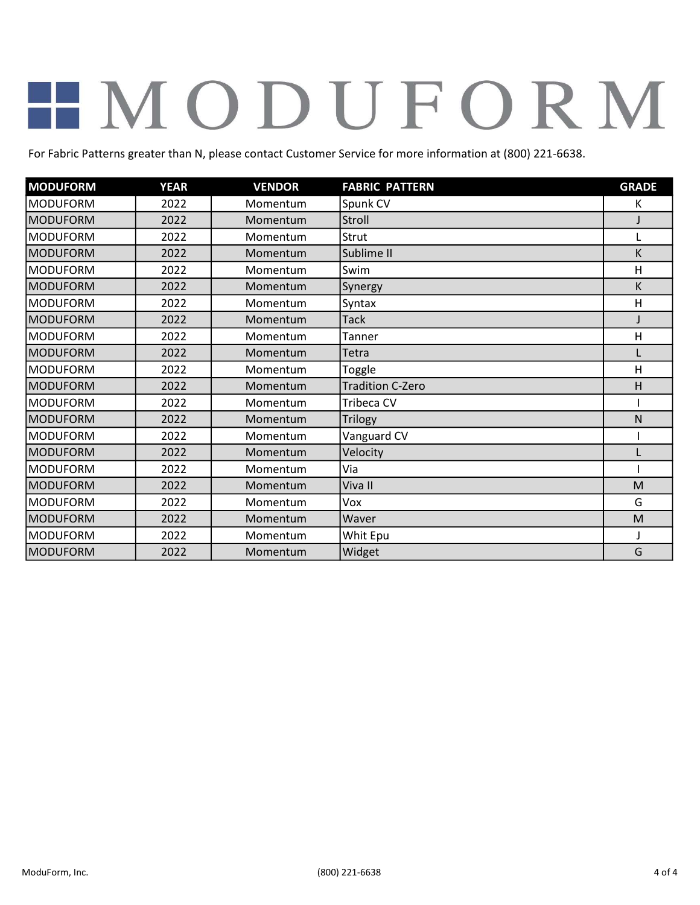# MODUFORM

For Fabric Patterns greater than N, please contact Customer Service for more information at (800) 221-6638.

| MODUFORM | YEAR | VENDOR | FABRIC PATTERN | GRADE |
|---|---|---|---|---|
| MODUFORM | 2022 | Momentum | Spunk CV | K |
| MODUFORM | 2022 | Momentum | Stroll | J |
| MODUFORM | 2022 | Momentum | Strut | L |
| MODUFORM | 2022 | Momentum | Sublime II | K |
| MODUFORM | 2022 | Momentum | Swim | H |
| MODUFORM | 2022 | Momentum | Synergy | K |
| MODUFORM | 2022 | Momentum | Syntax | H |
| MODUFORM | 2022 | Momentum | Tack | J |
| MODUFORM | 2022 | Momentum | Tanner | H |
| MODUFORM | 2022 | Momentum | Tetra | L |
| MODUFORM | 2022 | Momentum | Toggle | H |
| MODUFORM | 2022 | Momentum | Tradition C-Zero | H |
| MODUFORM | 2022 | Momentum | Tribeca CV | I |
| MODUFORM | 2022 | Momentum | Trilogy | N |
| MODUFORM | 2022 | Momentum | Vanguard CV | I |
| MODUFORM | 2022 | Momentum | Velocity | L |
| MODUFORM | 2022 | Momentum | Via | I |
| MODUFORM | 2022 | Momentum | Viva II | M |
| MODUFORM | 2022 | Momentum | Vox | G |
| MODUFORM | 2022 | Momentum | Waver | M |
| MODUFORM | 2022 | Momentum | Whit Epu | J |
| MODUFORM | 2022 | Momentum | Widget | G |